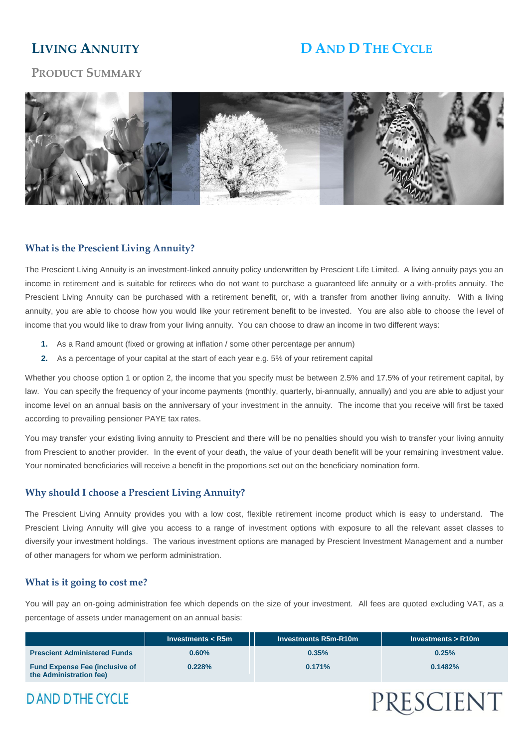# LIVING ANNUITY

# D AND D THE CYCLE

## PRODUCT SUMMARY

### What is the Prescient Living Annuity?

The Prescient Living Annuity is an investment-linked annuity policy underwritten by Prescient Life Limited. A living annuity pays you an income in retirement and is suitable for retirees who do not want to purchase a guaranteed life annuity or a with-profits annuity. The Prescient Living Annuity can be purchased with a retirement benefit, or, with a transfer from another living annuity. With a living annuity, you are able to choose how you would like your retirement benefit to be invested. You are also able to choose the level of income that you would like to draw from your living annuity. You can choose to draw an income in two different ways:

1. As a Rand amount (fixed or growing at inflation / some other percentage per annum)
2. As a percentage of your capital at the start of each year e.g. 5% of your retirement capital

Whether you choose option 1 or option 2, the income that you specify must be between 2.5% and 17.5% of your retirement capital, by law. You can specify the frequency of your income payments (monthly, quarterly, bi-annually, annually) and you are able to adjust your income level on an annual basis on the anniversary of your investment in the annuity. The income that you receive will first be taxed according to prevailing pensioner PAYE tax rates.

You may transfer your existing living annuity to Prescient and there will be no penalties should you wish to transfer your living annuity from Prescient to another provider. In the event of your death, the value of your death benefit will be your remaining investment value. Your nominated beneficiaries will receive a benefit in the proportions set out on the beneficiary nomination form.

### Why should I choose a Prescient Living Annuity?

The Prescient Living Annuity provides you with a low cost, flexible retirement income product which is easy to understand. The Prescient Living Annuity will give you access to a range of investment options with exposure to all the relevant asset classes to diversify your investment holdings. The various investment options are managed by Prescient Investment Management and a number of other managers for whom we perform administration.

### What is it going to cost me?

You will pay an on-going administration fee which depends on the size of your investment. All fees are quoted excluding VAT, as a percentage of assets under management on an annual basis:

| | Investments < R5m | Investments R5m-R10m | Investments > R10m |
|---|---|---|---|
| **Prescient Administered Funds** | **0.60%** | **0.35%** | **0.25%** |
| **Fund Expense Fee (inclusive of the Administration fee)** | **0.228%** | **0.171%** | **0.1482%** |

D AND D THE CYCLE

PRESCIENT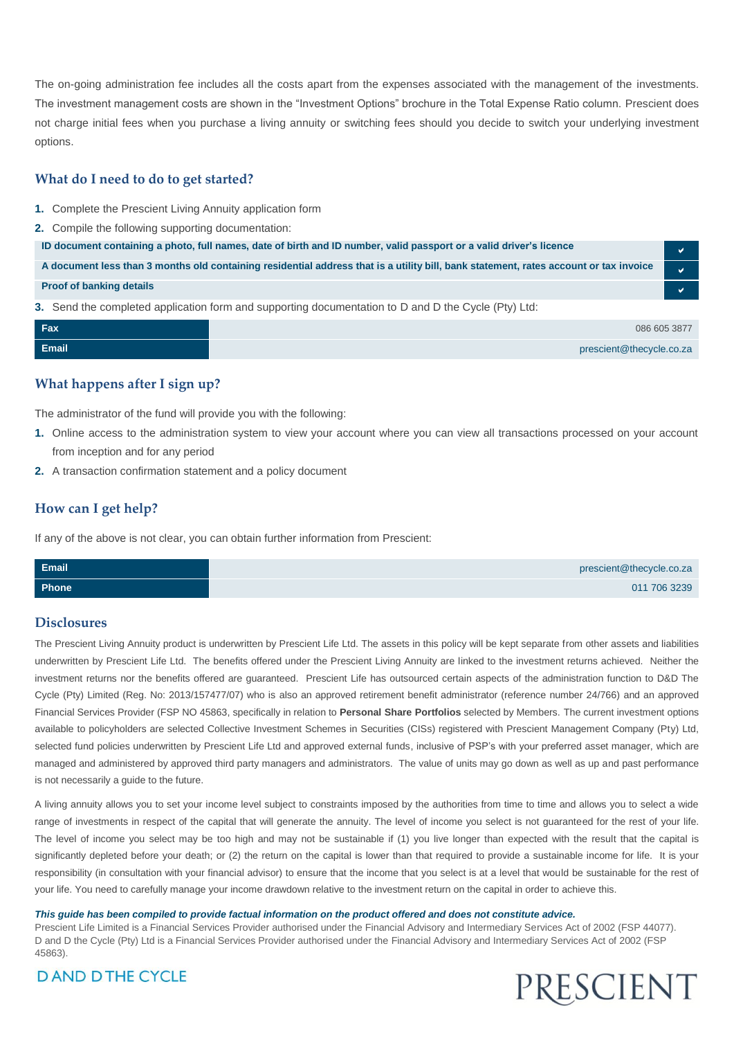The on-going administration fee includes all the costs apart from the expenses associated with the management of the investments. The investment management costs are shown in the "Investment Options" brochure in the Total Expense Ratio column. Prescient does not charge initial fees when you purchase a living annuity or switching fees should you decide to switch your underlying investment options.

## What do I need to do to get started?

1. Complete the Prescient Living Annuity application form
2. Compile the following supporting documentation:

| | |
|---|---|
| **ID document containing a photo, full names, date of birth and ID number, valid passport or a valid driver's licence** | ✔ |
| **A document less than 3 months old containing residential address that is a utility bill, bank statement, rates account or tax invoice** | ✔ |
| **Proof of banking details** | ✔ |

3. Send the completed application form and supporting documentation to D and D the Cycle (Pty) Ltd:

| | |
|---|---|
| **Fax** | 086 605 3877 |
| **Email** | prescient@thecycle.co.za |

## What happens after I sign up?

The administrator of the fund will provide you with the following:

1. Online access to the administration system to view your account where you can view all transactions processed on your account from inception and for any period
2. A transaction confirmation statement and a policy document

## How can I get help?

If any of the above is not clear, you can obtain further information from Prescient:

| | |
|---|---|
| **Email** | prescient@thecycle.co.za |
| **Phone** | 011 706 3239 |

## Disclosures

The Prescient Living Annuity product is underwritten by Prescient Life Ltd. The assets in this policy will be kept separate from other assets and liabilities underwritten by Prescient Life Ltd. The benefits offered under the Prescient Living Annuity are linked to the investment returns achieved. Neither the investment returns nor the benefits offered are guaranteed. Prescient Life has outsourced certain aspects of the administration function to D&D The Cycle (Pty) Limited (Reg. No: 2013/157477/07) who is also an approved retirement benefit administrator (reference number 24/766) and an approved Financial Services Provider (FSP NO 45863, specifically in relation to **Personal Share Portfolios** selected by Members. The current investment options available to policyholders are selected Collective Investment Schemes in Securities (CISs) registered with Prescient Management Company (Pty) Ltd, selected fund policies underwritten by Prescient Life Ltd and approved external funds, inclusive of PSP's with your preferred asset manager, which are managed and administered by approved third party managers and administrators. The value of units may go down as well as up and past performance is not necessarily a guide to the future.

A living annuity allows you to set your income level subject to constraints imposed by the authorities from time to time and allows you to select a wide range of investments in respect of the capital that will generate the annuity. The level of income you select is not guaranteed for the rest of your life. The level of income you select may be too high and may not be sustainable if (1) you live longer than expected with the result that the capital is significantly depleted before your death; or (2) the return on the capital is lower than that required to provide a sustainable income for life. It is your responsibility (in consultation with your financial advisor) to ensure that the income that you select is at a level that would be sustainable for the rest of your life. You need to carefully manage your income drawdown relative to the investment return on the capital in order to achieve this.

***This guide has been compiled to provide factual information on the product offered and does not constitute advice.***

Prescient Life Limited is a Financial Services Provider authorised under the Financial Advisory and Intermediary Services Act of 2002 (FSP 44077).
D and D the Cycle (Pty) Ltd is a Financial Services Provider authorised under the Financial Advisory and Intermediary Services Act of 2002 (FSP 45863).

D AND D THE CYCLE

PRESCIENT